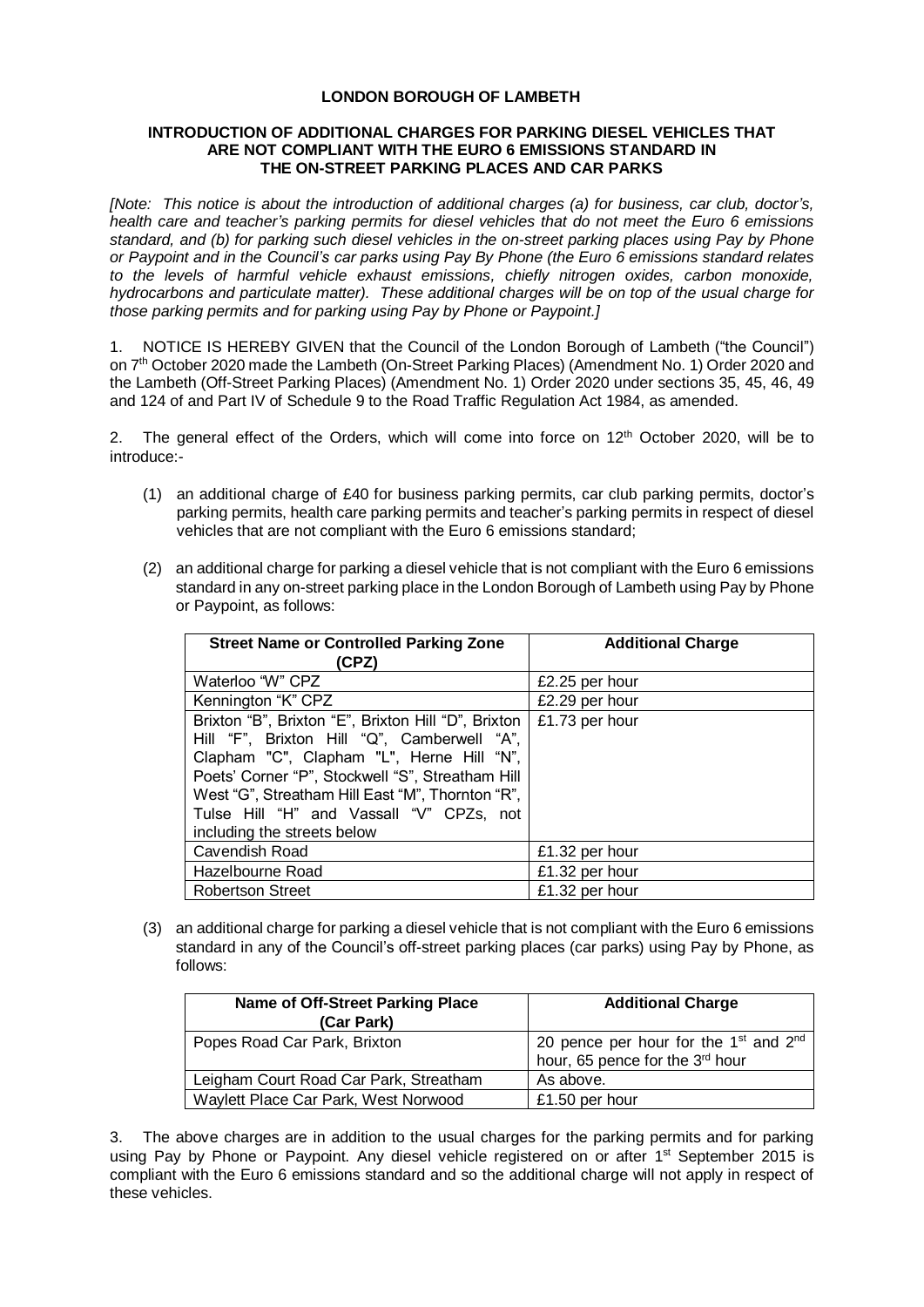# LONDON BOROUGH OF LAMBETH

## INTRODUCTION OF ADDITIONAL CHARGES FOR PARKING DIESEL VEHICLES THAT ARE NOT COMPLIANT WITH THE EURO 6 EMISSIONS STANDARD IN THE ON-STREET PARKING PLACES AND CAR PARKS

*[Note: This notice is about the introduction of additional charges (a) for business, car club, doctor's, health care and teacher's parking permits for diesel vehicles that do not meet the Euro 6 emissions standard, and (b) for parking such diesel vehicles in the on-street parking places using Pay by Phone or Paypoint and in the Council's car parks using Pay By Phone (the Euro 6 emissions standard relates to the levels of harmful vehicle exhaust emissions, chiefly nitrogen oxides, carbon monoxide, hydrocarbons and particulate matter). These additional charges will be on top of the usual charge for those parking permits and for parking using Pay by Phone or Paypoint.]*

1. NOTICE IS HEREBY GIVEN that the Council of the London Borough of Lambeth ("the Council") on 7th October 2020 made the Lambeth (On-Street Parking Places) (Amendment No. 1) Order 2020 and the Lambeth (Off-Street Parking Places) (Amendment No. 1) Order 2020 under sections 35, 45, 46, 49 and 124 of and Part IV of Schedule 9 to the Road Traffic Regulation Act 1984, as amended.

2. The general effect of the Orders, which will come into force on 12th October 2020, will be to introduce:-

(1) an additional charge of £40 for business parking permits, car club parking permits, doctor's parking permits, health care parking permits and teacher's parking permits in respect of diesel vehicles that are not compliant with the Euro 6 emissions standard;

(2) an additional charge for parking a diesel vehicle that is not compliant with the Euro 6 emissions standard in any on-street parking place in the London Borough of Lambeth using Pay by Phone or Paypoint, as follows:

| Street Name or Controlled Parking Zone (CPZ) | Additional Charge |
|---|---|
| Waterloo "W" CPZ | £2.25 per hour |
| Kennington "K" CPZ | £2.29 per hour |
| Brixton "B", Brixton "E", Brixton Hill "D", Brixton Hill "F", Brixton Hill "Q", Camberwell "A", Clapham "C", Clapham "L", Herne Hill "N", Poets' Corner "P", Stockwell "S", Streatham Hill West "G", Streatham Hill East "M", Thornton "R", Tulse Hill "H" and Vassall "V" CPZs, not including the streets below | £1.73 per hour |
| Cavendish Road | £1.32 per hour |
| Hazelbourne Road | £1.32 per hour |
| Robertson Street | £1.32 per hour |

(3) an additional charge for parking a diesel vehicle that is not compliant with the Euro 6 emissions standard in any of the Council's off-street parking places (car parks) using Pay by Phone, as follows:

| Name of Off-Street Parking Place (Car Park) | Additional Charge |
|---|---|
| Popes Road Car Park, Brixton | 20 pence per hour for the 1st and 2nd hour, 65 pence for the 3rd hour |
| Leigham Court Road Car Park, Streatham | As above. |
| Waylett Place Car Park, West Norwood | £1.50 per hour |

3. The above charges are in addition to the usual charges for the parking permits and for parking using Pay by Phone or Paypoint. Any diesel vehicle registered on or after 1st September 2015 is compliant with the Euro 6 emissions standard and so the additional charge will not apply in respect of these vehicles.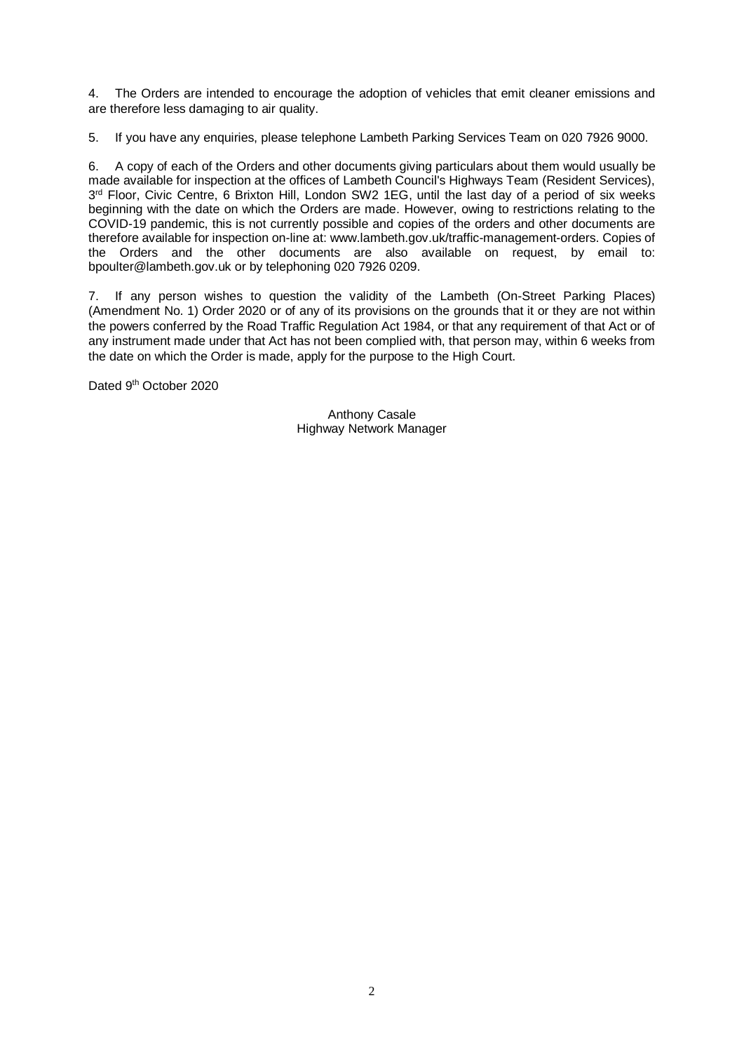4. The Orders are intended to encourage the adoption of vehicles that emit cleaner emissions and are therefore less damaging to air quality.

5. If you have any enquiries, please telephone Lambeth Parking Services Team on 020 7926 9000.

6. A copy of each of the Orders and other documents giving particulars about them would usually be made available for inspection at the offices of Lambeth Council's Highways Team (Resident Services), 3rd Floor, Civic Centre, 6 Brixton Hill, London SW2 1EG, until the last day of a period of six weeks beginning with the date on which the Orders are made. However, owing to restrictions relating to the COVID-19 pandemic, this is not currently possible and copies of the orders and other documents are therefore available for inspection on-line at: www.lambeth.gov.uk/traffic-management-orders. Copies of the Orders and the other documents are also available on request, by email to: bpoulter@lambeth.gov.uk or by telephoning 020 7926 0209.

7. If any person wishes to question the validity of the Lambeth (On-Street Parking Places) (Amendment No. 1) Order 2020 or of any of its provisions on the grounds that it or they are not within the powers conferred by the Road Traffic Regulation Act 1984, or that any requirement of that Act or of any instrument made under that Act has not been complied with, that person may, within 6 weeks from the date on which the Order is made, apply for the purpose to the High Court.

Dated 9th October 2020

Anthony Casale
Highway Network Manager